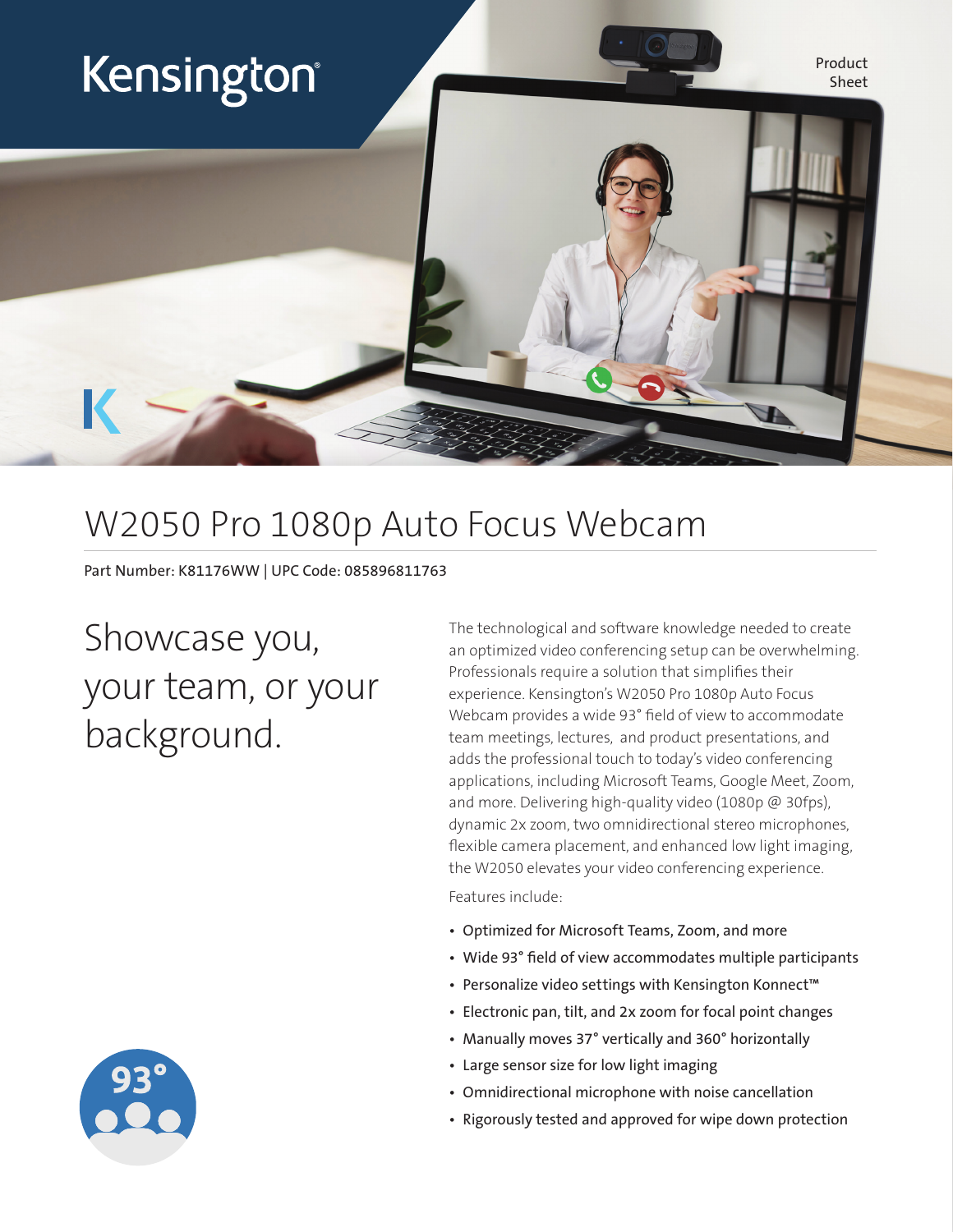Kensington

Product Sheet

# W2050 Pro 1080p Auto Focus Webcam

Part Number: K81176WW | UPC Code: 085896811763

## Showcase you, your team, or your background.

The technological and software knowledge needed to create an optimized video conferencing setup can be overwhelming. Professionals require a solution that simplifies their experience. Kensington's W2050 Pro 1080p Auto Focus Webcam provides a wide 93° field of view to accommodate team meetings, lectures, and product presentations, and adds the professional touch to today's video conferencing applications, including Microsoft Teams, Google Meet, Zoom, and more. Delivering high-quality video (1080p @ 30fps), dynamic 2x zoom, two omnidirectional stereo microphones, flexible camera placement, and enhanced low light imaging, the W2050 elevates your video conferencing experience.

Features include:

- Optimized for Microsoft Teams, Zoom, and more
- Wide 93° field of view accommodates multiple participants
- Personalize video settings with Kensington Konnect™
- Electronic pan, tilt, and 2x zoom for focal point changes
- Manually moves 37° vertically and 360° horizontally
- Large sensor size for low light imaging
- Omnidirectional microphone with noise cancellation
- Rigorously tested and approved for wipe down protection

93°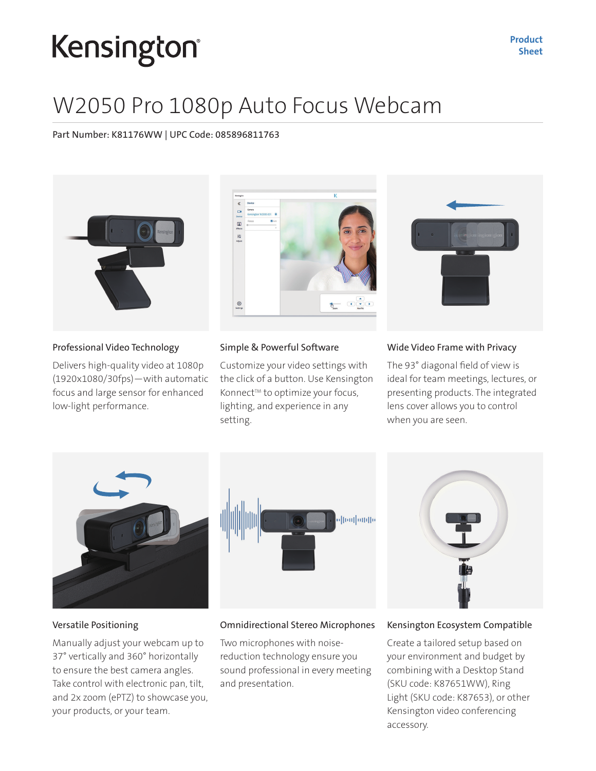# Kensington

Product Sheet

## W2050 Pro 1080p Auto Focus Webcam

Part Number: K81176WW | UPC Code: 085896811763

### Professional Video Technology

Delivers high-quality video at 1080p (1920x1080/30fps)—with automatic focus and large sensor for enhanced low-light performance.

### Simple & Powerful Software

Customize your video settings with the click of a button. Use Kensington Konnect™ to optimize your focus, lighting, and experience in any setting.

### Wide Video Frame with Privacy

The 93° diagonal field of view is ideal for team meetings, lectures, or presenting products. The integrated lens cover allows you to control when you are seen.

### Versatile Positioning

Manually adjust your webcam up to 37° vertically and 360° horizontally to ensure the best camera angles. Take control with electronic pan, tilt, and 2x zoom (ePTZ) to showcase you, your products, or your team.

### Omnidirectional Stereo Microphones

Two microphones with noise-reduction technology ensure you sound professional in every meeting and presentation.

### Kensington Ecosystem Compatible

Create a tailored setup based on your environment and budget by combining with a Desktop Stand (SKU code: K87651WW), Ring Light (SKU code: K87653), or other Kensington video conferencing accessory.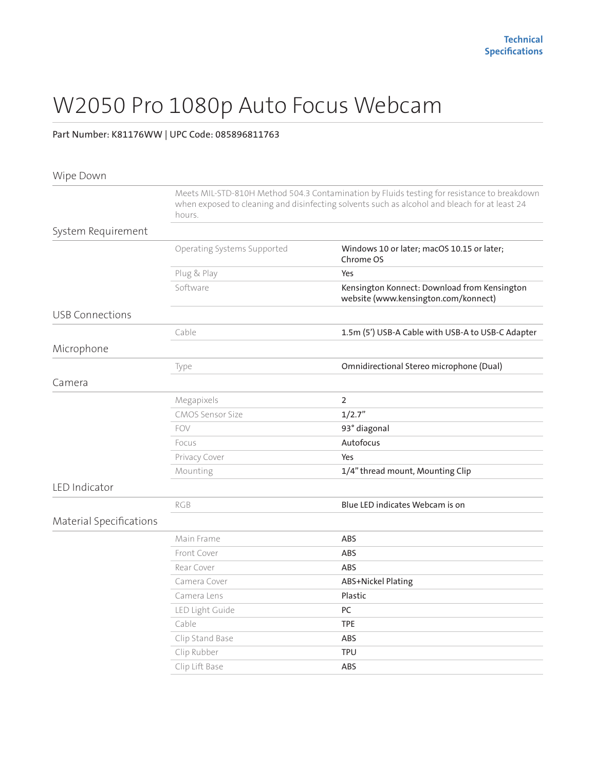# W2050 Pro 1080p Auto Focus Webcam

**Part Number: K81176WW | UPC Code: 085896811763**

## Wipe Down

Meets MIL-STD-810H Method 504.3 Contamination by Fluids testing for resistance to breakdown when exposed to cleaning and disinfecting solvents such as alcohol and bleach for at least 24 hours.

## System Requirement

| | |
|---|---|
| Operating Systems Supported | Windows 10 or later; macOS 10.15 or later; Chrome OS |
| Plug & Play | Yes |
| Software | Kensington Konnect: Download from Kensington website (www.kensington.com/konnect) |

## USB Connections

| | |
|---|---|
| Cable | 1.5m (5') USB-A Cable with USB-A to USB-C Adapter |

## Microphone

| | |
|---|---|
| Type | Omnidirectional Stereo microphone (Dual) |

## Camera

| | |
|---|---|
| Megapixels | 2 |
| CMOS Sensor Size | 1/2.7" |
| FOV | 93° diagonal |
| Focus | Autofocus |
| Privacy Cover | Yes |
| Mounting | 1/4" thread mount, Mounting Clip |

## LED Indicator

| | |
|---|---|
| RGB | Blue LED indicates Webcam is on |

## Material Specifications

| | |
|---|---|
| Main Frame | ABS |
| Front Cover | ABS |
| Rear Cover | ABS |
| Camera Cover | ABS+Nickel Plating |
| Camera Lens | Plastic |
| LED Light Guide | PC |
| Cable | TPE |
| Clip Stand Base | ABS |
| Clip Rubber | TPU |
| Clip Lift Base | ABS |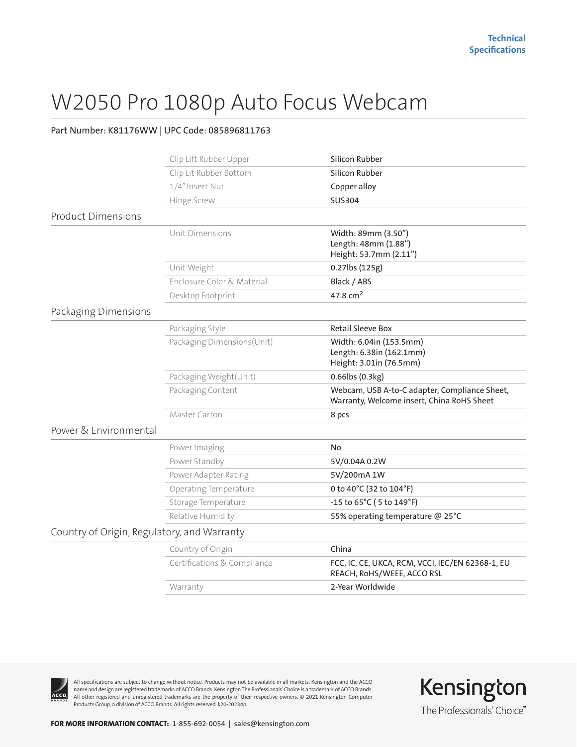Technical Specifications

# W2050 Pro 1080p Auto Focus Webcam

Part Number: K81176WW | UPC Code: 085896811763

| | | |
|---|---|---|
| | Clip Lift Rubber Upper | Silicon Rubber |
| | Clip Lit Rubber Bottom | Silicon Rubber |
| | 1/4" Insert Nut | Copper alloy |
| | Hinge Screw | SUS304 |
| Product Dimensions | | |
| | Unit Dimensions | Width: 89mm (3.50")<br>Length: 48mm (1.88")<br>Height: 53.7mm (2.11") |
| | Unit Weight | 0.27lbs (125g) |
| | Enclosure Color & Material | Black / ABS |
| | Desktop Footprint | 47.8 $cm^2$ |
| Packaging Dimensions | | |
| | Packaging Style | Retail Sleeve Box |
| | Packaging Dimensions(Unit) | Width: 6.04in (153.5mm)<br>Length: 6.38in (162.1mm)<br>Height: 3.01in (76.5mm) |
| | Packaging Weight(Unit) | 0.66lbs (0.3kg) |
| | Packaging Content | Webcam, USB A-to-C adapter, Compliance Sheet, Warranty, Welcome insert, China RoHS Sheet |
| | Master Carton | 8 pcs |
| Power & Environmental | | |
| | Power Imaging | No |
| | Power Standby | 5V/0.04A 0.2W |
| | Power Adapter Rating | 5V/200mA 1W |
| | Operating Temperature | 0 to 40°C (32 to 104°F) |
| | Storage Temperature | -15 to 65°C ( 5 to 149°F) |
| | Relative Humidity | 55% operating temperature @ 25°C |
| Country of Origin, Regulatory, and Warranty | | |
| | Country of Origin | China |
| | Certifications & Compliance | FCC, IC, CE, UKCA, RCM, VCCI, IEC/EN 62368-1, EU REACH, RoHS/WEEE, ACCO RSL |
| | Warranty | 2-Year Worldwide |

All specifications are subject to change without notice. Products may not be available in all markets. Kensington and the ACCO name and design are registered trademarks of ACCO Brands. Kensington The Professionals' Choice is a trademark of ACCO Brands. All other registered and unregistered trademarks are the property of their respective owners. © 2021 Kensington Computer Products Group, a division of ACCO Brands. All rights reserved. k20-20234p

Kensington
The Professionals' Choice™

**FOR MORE INFORMATION CONTACT:** 1-855-692-0054 | sales@kensington.com